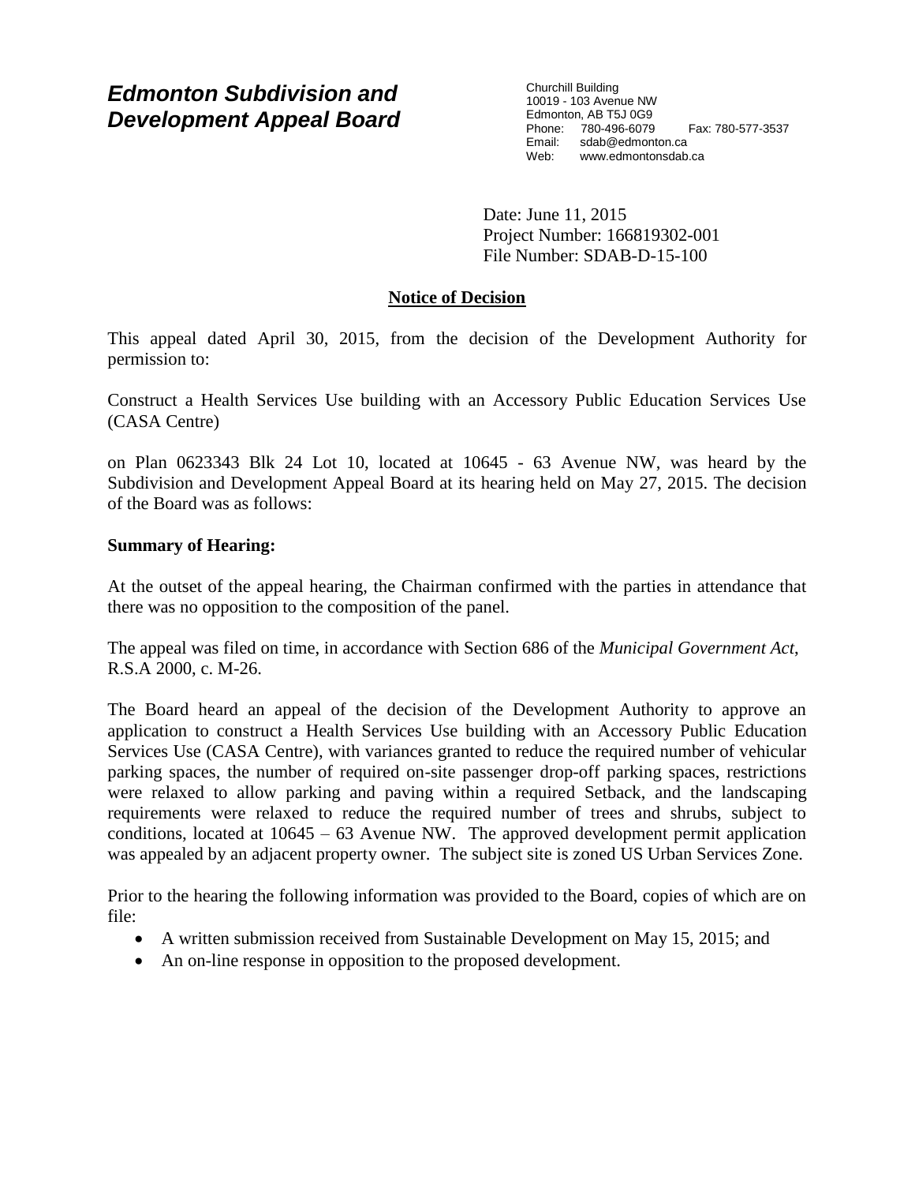# *Edmonton Subdivision and Development Appeal Board*

Churchill Building
10019 - 103 Avenue NW
Edmonton, AB T5J 0G9
Phone: 780-496-6079 Fax: 780-577-3537
Email: sdab@edmonton.ca
Web: www.edmontonsdab.ca

Date: June 11, 2015
Project Number: 166819302-001
File Number: SDAB-D-15-100

## Notice of Decision

This appeal dated April 30, 2015, from the decision of the Development Authority for permission to:

Construct a Health Services Use building with an Accessory Public Education Services Use (CASA Centre)

on Plan 0623343 Blk 24 Lot 10, located at 10645 - 63 Avenue NW, was heard by the Subdivision and Development Appeal Board at its hearing held on May 27, 2015. The decision of the Board was as follows:

**Summary of Hearing:**

At the outset of the appeal hearing, the Chairman confirmed with the parties in attendance that there was no opposition to the composition of the panel.

The appeal was filed on time, in accordance with Section 686 of the *Municipal Government Act*, R.S.A 2000, c. M-26.

The Board heard an appeal of the decision of the Development Authority to approve an application to construct a Health Services Use building with an Accessory Public Education Services Use (CASA Centre), with variances granted to reduce the required number of vehicular parking spaces, the number of required on-site passenger drop-off parking spaces, restrictions were relaxed to allow parking and paving within a required Setback, and the landscaping requirements were relaxed to reduce the required number of trees and shrubs, subject to conditions, located at 10645 – 63 Avenue NW. The approved development permit application was appealed by an adjacent property owner. The subject site is zoned US Urban Services Zone.

Prior to the hearing the following information was provided to the Board, copies of which are on file:

- A written submission received from Sustainable Development on May 15, 2015; and
- An on-line response in opposition to the proposed development.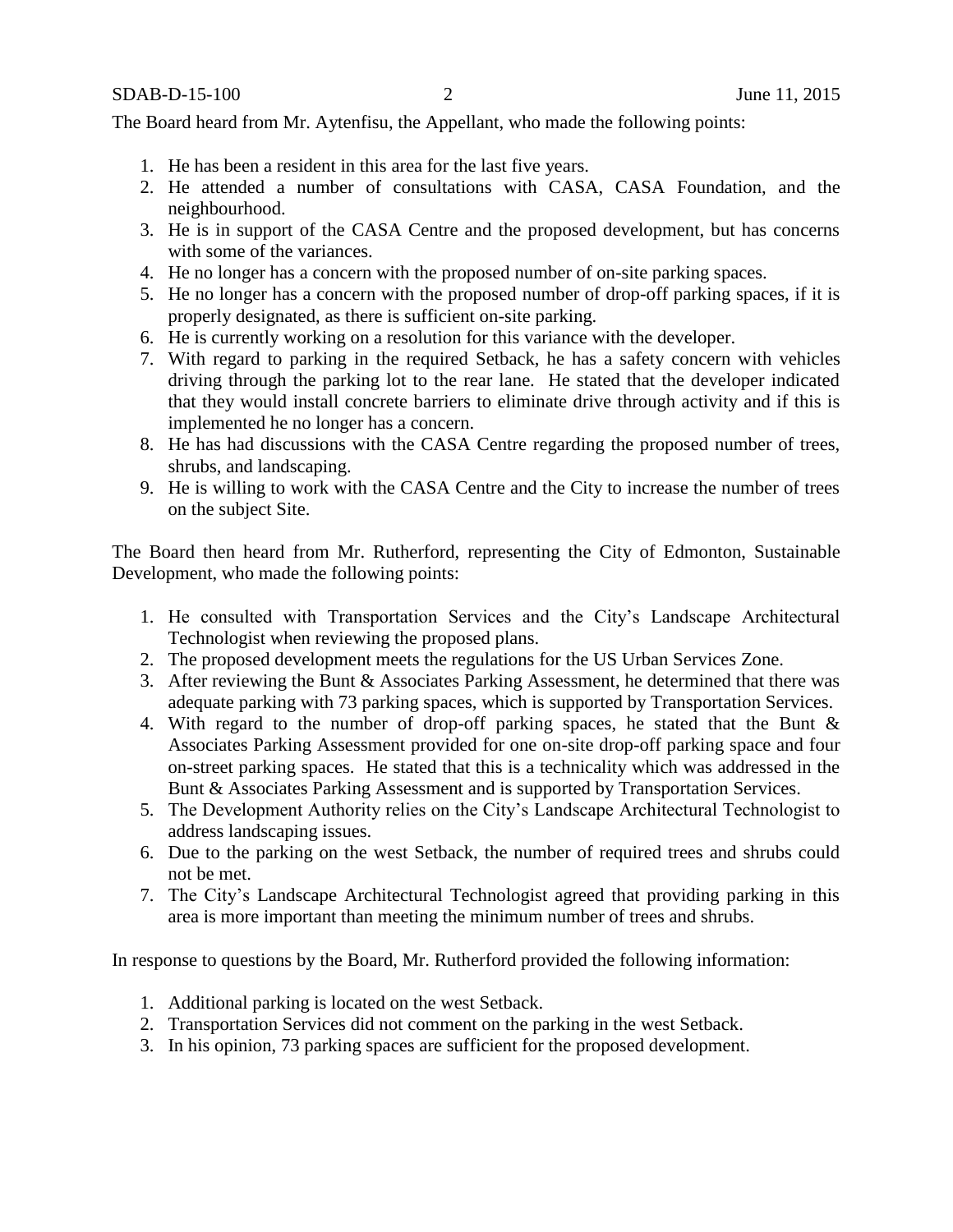The Board heard from Mr. Aytenfisu, the Appellant, who made the following points:

1. He has been a resident in this area for the last five years.
2. He attended a number of consultations with CASA, CASA Foundation, and the neighbourhood.
3. He is in support of the CASA Centre and the proposed development, but has concerns with some of the variances.
4. He no longer has a concern with the proposed number of on-site parking spaces.
5. He no longer has a concern with the proposed number of drop-off parking spaces, if it is properly designated, as there is sufficient on-site parking.
6. He is currently working on a resolution for this variance with the developer.
7. With regard to parking in the required Setback, he has a safety concern with vehicles driving through the parking lot to the rear lane. He stated that the developer indicated that they would install concrete barriers to eliminate drive through activity and if this is implemented he no longer has a concern.
8. He has had discussions with the CASA Centre regarding the proposed number of trees, shrubs, and landscaping.
9. He is willing to work with the CASA Centre and the City to increase the number of trees on the subject Site.

The Board then heard from Mr. Rutherford, representing the City of Edmonton, Sustainable Development, who made the following points:

1. He consulted with Transportation Services and the City's Landscape Architectural Technologist when reviewing the proposed plans.
2. The proposed development meets the regulations for the US Urban Services Zone.
3. After reviewing the Bunt & Associates Parking Assessment, he determined that there was adequate parking with 73 parking spaces, which is supported by Transportation Services.
4. With regard to the number of drop-off parking spaces, he stated that the Bunt & Associates Parking Assessment provided for one on-site drop-off parking space and four on-street parking spaces. He stated that this is a technicality which was addressed in the Bunt & Associates Parking Assessment and is supported by Transportation Services.
5. The Development Authority relies on the City's Landscape Architectural Technologist to address landscaping issues.
6. Due to the parking on the west Setback, the number of required trees and shrubs could not be met.
7. The City's Landscape Architectural Technologist agreed that providing parking in this area is more important than meeting the minimum number of trees and shrubs.

In response to questions by the Board, Mr. Rutherford provided the following information:

1. Additional parking is located on the west Setback.
2. Transportation Services did not comment on the parking in the west Setback.
3. In his opinion, 73 parking spaces are sufficient for the proposed development.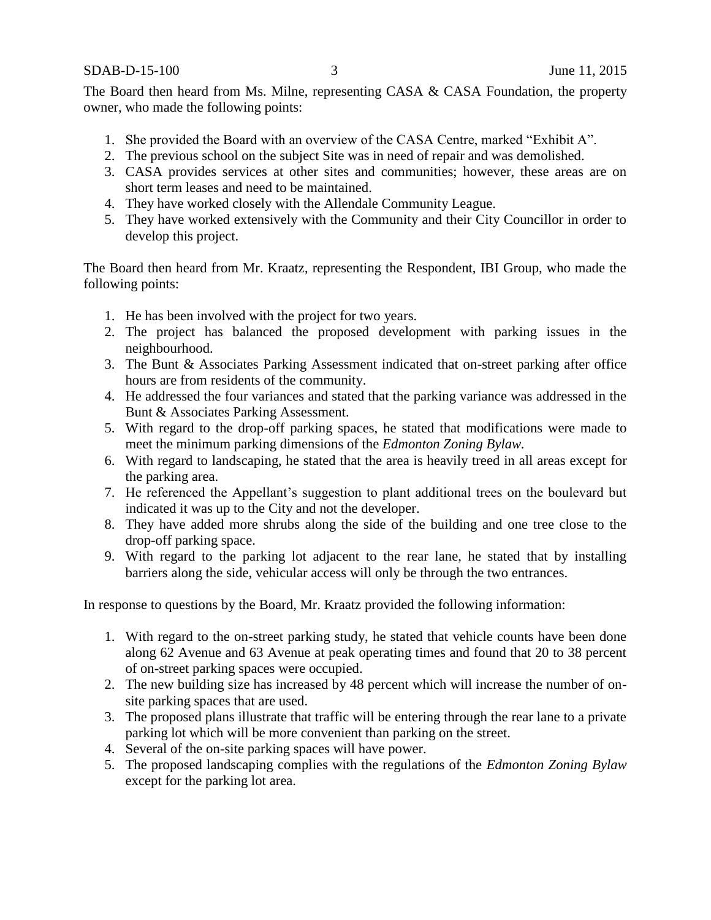The Board then heard from Ms. Milne, representing CASA & CASA Foundation, the property owner, who made the following points:

1. She provided the Board with an overview of the CASA Centre, marked "Exhibit A".
2. The previous school on the subject Site was in need of repair and was demolished.
3. CASA provides services at other sites and communities; however, these areas are on short term leases and need to be maintained.
4. They have worked closely with the Allendale Community League.
5. They have worked extensively with the Community and their City Councillor in order to develop this project.

The Board then heard from Mr. Kraatz, representing the Respondent, IBI Group, who made the following points:

1. He has been involved with the project for two years.
2. The project has balanced the proposed development with parking issues in the neighbourhood.
3. The Bunt & Associates Parking Assessment indicated that on-street parking after office hours are from residents of the community.
4. He addressed the four variances and stated that the parking variance was addressed in the Bunt & Associates Parking Assessment.
5. With regard to the drop-off parking spaces, he stated that modifications were made to meet the minimum parking dimensions of the *Edmonton Zoning Bylaw.*
6. With regard to landscaping, he stated that the area is heavily treed in all areas except for the parking area.
7. He referenced the Appellant's suggestion to plant additional trees on the boulevard but indicated it was up to the City and not the developer.
8. They have added more shrubs along the side of the building and one tree close to the drop-off parking space.
9. With regard to the parking lot adjacent to the rear lane, he stated that by installing barriers along the side, vehicular access will only be through the two entrances.

In response to questions by the Board, Mr. Kraatz provided the following information:

1. With regard to the on-street parking study, he stated that vehicle counts have been done along 62 Avenue and 63 Avenue at peak operating times and found that 20 to 38 percent of on-street parking spaces were occupied.
2. The new building size has increased by 48 percent which will increase the number of on-site parking spaces that are used.
3. The proposed plans illustrate that traffic will be entering through the rear lane to a private parking lot which will be more convenient than parking on the street.
4. Several of the on-site parking spaces will have power.
5. The proposed landscaping complies with the regulations of the *Edmonton Zoning Bylaw* except for the parking lot area.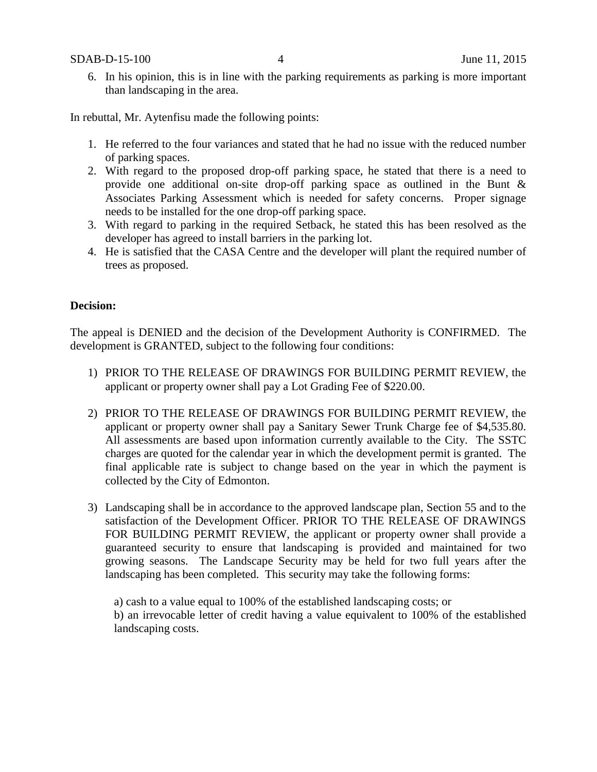6. In his opinion, this is in line with the parking requirements as parking is more important than landscaping in the area.

In rebuttal, Mr. Aytenfisu made the following points:

1. He referred to the four variances and stated that he had no issue with the reduced number of parking spaces.
2. With regard to the proposed drop-off parking space, he stated that there is a need to provide one additional on-site drop-off parking space as outlined in the Bunt & Associates Parking Assessment which is needed for safety concerns. Proper signage needs to be installed for the one drop-off parking space.
3. With regard to parking in the required Setback, he stated this has been resolved as the developer has agreed to install barriers in the parking lot.
4. He is satisfied that the CASA Centre and the developer will plant the required number of trees as proposed.

**Decision:**

The appeal is DENIED and the decision of the Development Authority is CONFIRMED. The development is GRANTED, subject to the following four conditions:

1) PRIOR TO THE RELEASE OF DRAWINGS FOR BUILDING PERMIT REVIEW, the applicant or property owner shall pay a Lot Grading Fee of $220.00.

2) PRIOR TO THE RELEASE OF DRAWINGS FOR BUILDING PERMIT REVIEW, the applicant or property owner shall pay a Sanitary Sewer Trunk Charge fee of $4,535.80. All assessments are based upon information currently available to the City. The SSTC charges are quoted for the calendar year in which the development permit is granted. The final applicable rate is subject to change based on the year in which the payment is collected by the City of Edmonton.

3) Landscaping shall be in accordance to the approved landscape plan, Section 55 and to the satisfaction of the Development Officer. PRIOR TO THE RELEASE OF DRAWINGS FOR BUILDING PERMIT REVIEW, the applicant or property owner shall provide a guaranteed security to ensure that landscaping is provided and maintained for two growing seasons. The Landscape Security may be held for two full years after the landscaping has been completed. This security may take the following forms:

   a) cash to a value equal to 100% of the established landscaping costs; or

   b) an irrevocable letter of credit having a value equivalent to 100% of the established landscaping costs.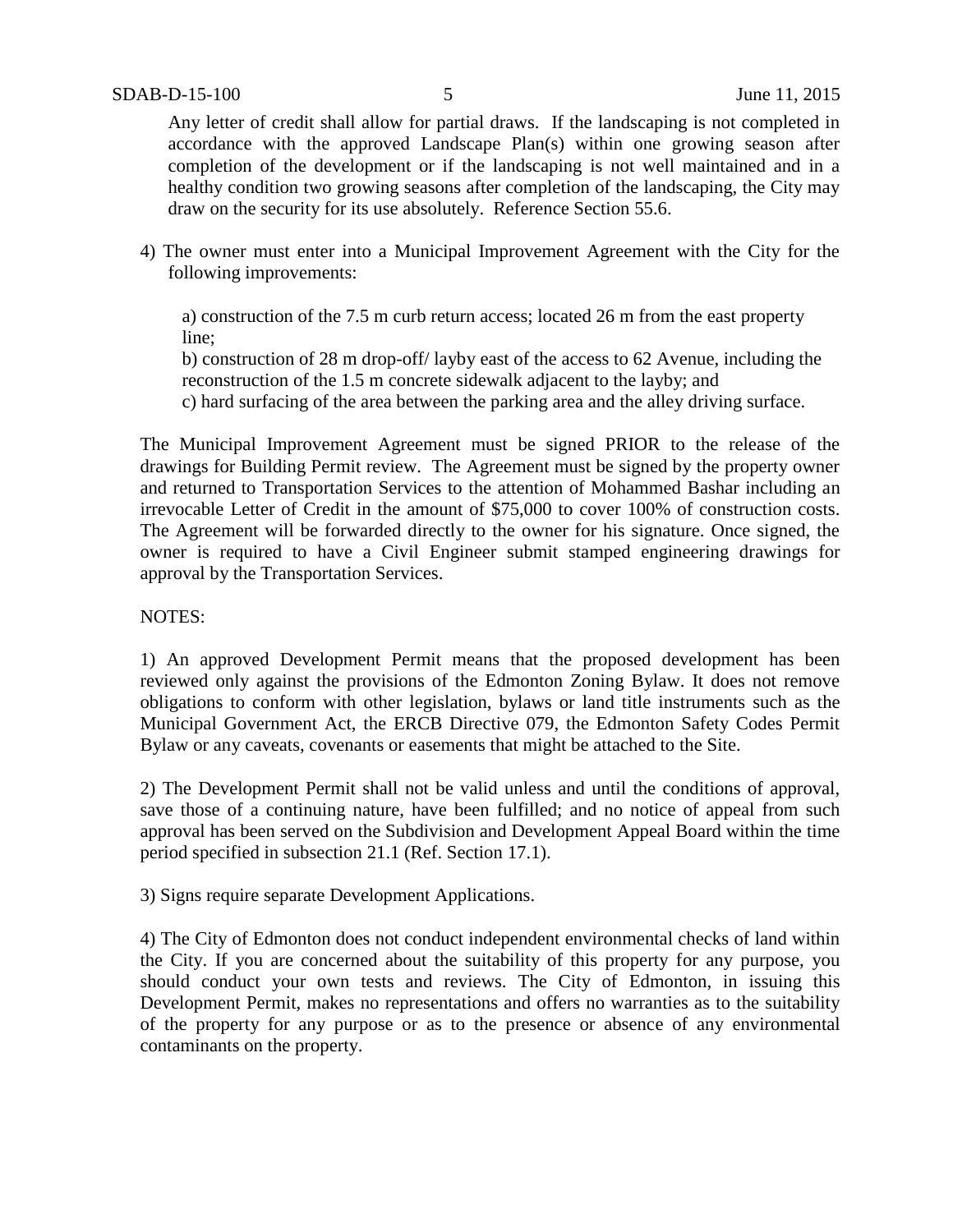Any letter of credit shall allow for partial draws. If the landscaping is not completed in accordance with the approved Landscape Plan(s) within one growing season after completion of the development or if the landscaping is not well maintained and in a healthy condition two growing seasons after completion of the landscaping, the City may draw on the security for its use absolutely. Reference Section 55.6.

4) The owner must enter into a Municipal Improvement Agreement with the City for the following improvements:

a) construction of the 7.5 m curb return access; located 26 m from the east property line;

b) construction of 28 m drop-off/ layby east of the access to 62 Avenue, including the reconstruction of the 1.5 m concrete sidewalk adjacent to the layby; and

c) hard surfacing of the area between the parking area and the alley driving surface.

The Municipal Improvement Agreement must be signed PRIOR to the release of the drawings for Building Permit review. The Agreement must be signed by the property owner and returned to Transportation Services to the attention of Mohammed Bashar including an irrevocable Letter of Credit in the amount of $75,000 to cover 100% of construction costs. The Agreement will be forwarded directly to the owner for his signature. Once signed, the owner is required to have a Civil Engineer submit stamped engineering drawings for approval by the Transportation Services.

NOTES:

1) An approved Development Permit means that the proposed development has been reviewed only against the provisions of the Edmonton Zoning Bylaw. It does not remove obligations to conform with other legislation, bylaws or land title instruments such as the Municipal Government Act, the ERCB Directive 079, the Edmonton Safety Codes Permit Bylaw or any caveats, covenants or easements that might be attached to the Site.

2) The Development Permit shall not be valid unless and until the conditions of approval, save those of a continuing nature, have been fulfilled; and no notice of appeal from such approval has been served on the Subdivision and Development Appeal Board within the time period specified in subsection 21.1 (Ref. Section 17.1).

3) Signs require separate Development Applications.

4) The City of Edmonton does not conduct independent environmental checks of land within the City. If you are concerned about the suitability of this property for any purpose, you should conduct your own tests and reviews. The City of Edmonton, in issuing this Development Permit, makes no representations and offers no warranties as to the suitability of the property for any purpose or as to the presence or absence of any environmental contaminants on the property.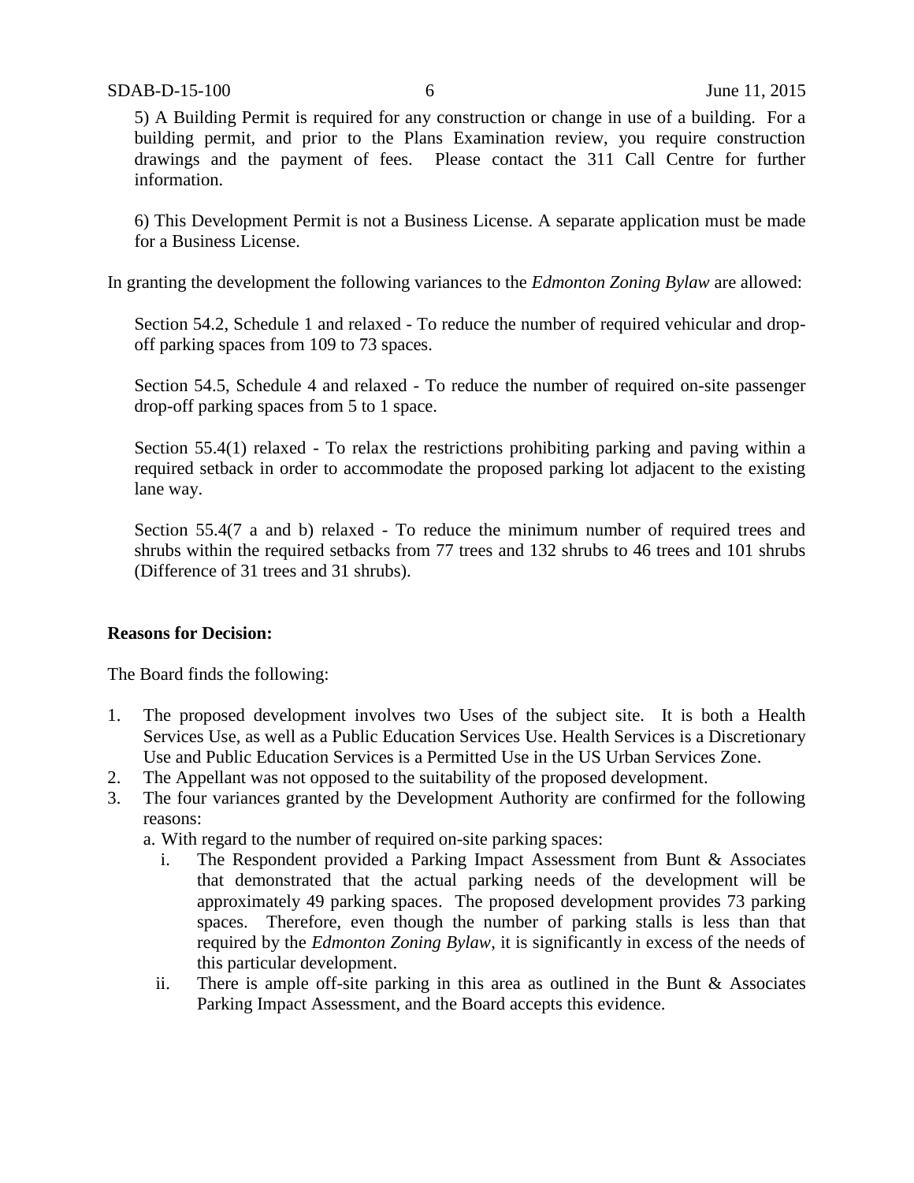5) A Building Permit is required for any construction or change in use of a building. For a building permit, and prior to the Plans Examination review, you require construction drawings and the payment of fees. Please contact the 311 Call Centre for further information.

6) This Development Permit is not a Business License. A separate application must be made for a Business License.

In granting the development the following variances to the *Edmonton Zoning Bylaw* are allowed:

Section 54.2, Schedule 1 and relaxed - To reduce the number of required vehicular and drop-off parking spaces from 109 to 73 spaces.

Section 54.5, Schedule 4 and relaxed - To reduce the number of required on-site passenger drop-off parking spaces from 5 to 1 space.

Section 55.4(1) relaxed - To relax the restrictions prohibiting parking and paving within a required setback in order to accommodate the proposed parking lot adjacent to the existing lane way.

Section 55.4(7 a and b) relaxed - To reduce the minimum number of required trees and shrubs within the required setbacks from 77 trees and 132 shrubs to 46 trees and 101 shrubs (Difference of 31 trees and 31 shrubs).

**Reasons for Decision:**

The Board finds the following:

1. The proposed development involves two Uses of the subject site. It is both a Health Services Use, as well as a Public Education Services Use. Health Services is a Discretionary Use and Public Education Services is a Permitted Use in the US Urban Services Zone.
2. The Appellant was not opposed to the suitability of the proposed development.
3. The four variances granted by the Development Authority are confirmed for the following reasons:
   a. With regard to the number of required on-site parking spaces:
      i. The Respondent provided a Parking Impact Assessment from Bunt & Associates that demonstrated that the actual parking needs of the development will be approximately 49 parking spaces. The proposed development provides 73 parking spaces. Therefore, even though the number of parking stalls is less than that required by the *Edmonton Zoning Bylaw*, it is significantly in excess of the needs of this particular development.
      ii. There is ample off-site parking in this area as outlined in the Bunt & Associates Parking Impact Assessment, and the Board accepts this evidence.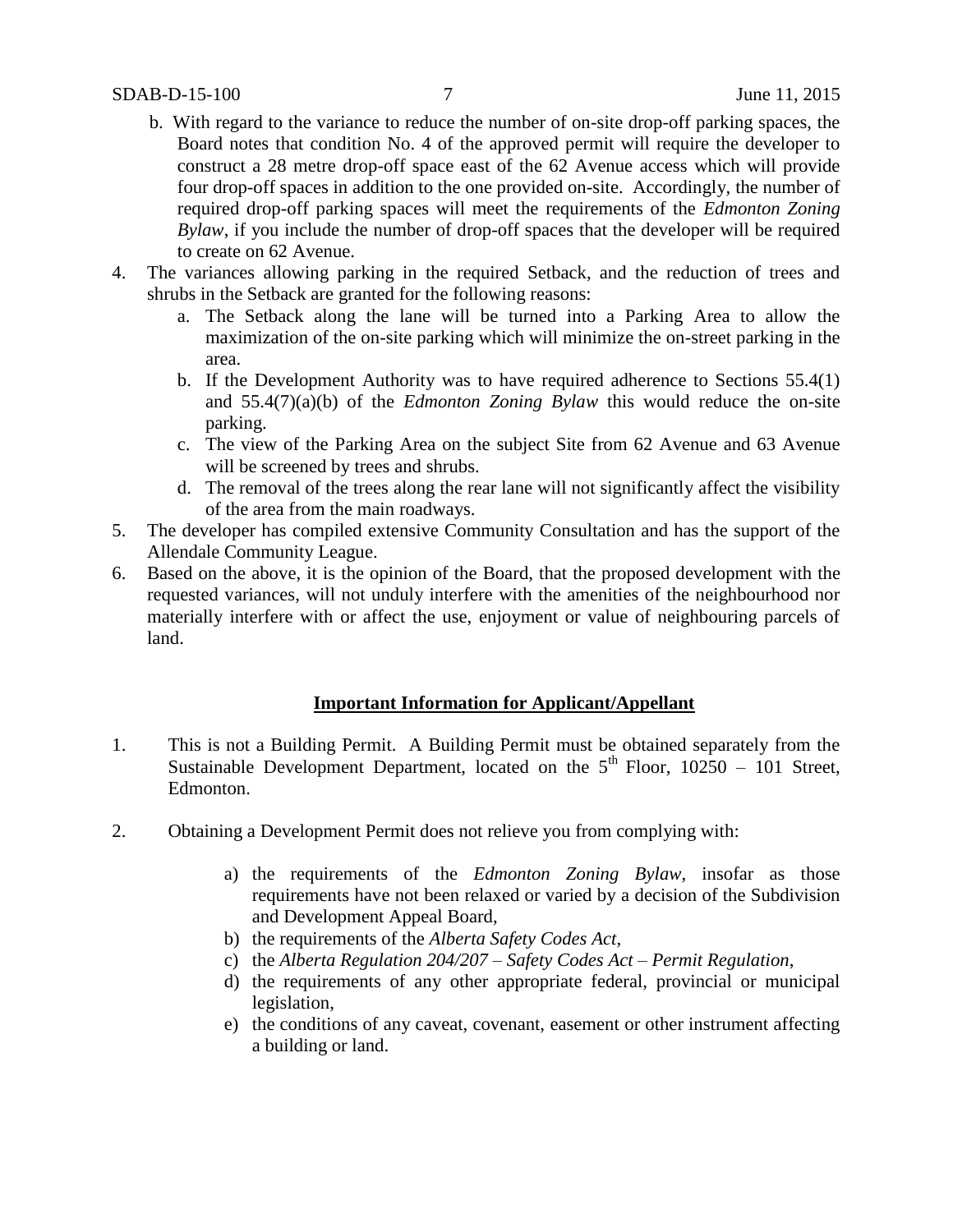b. With regard to the variance to reduce the number of on-site drop-off parking spaces, the Board notes that condition No. 4 of the approved permit will require the developer to construct a 28 metre drop-off space east of the 62 Avenue access which will provide four drop-off spaces in addition to the one provided on-site. Accordingly, the number of required drop-off parking spaces will meet the requirements of the *Edmonton Zoning Bylaw*, if you include the number of drop-off spaces that the developer will be required to create on 62 Avenue.

4. The variances allowing parking in the required Setback, and the reduction of trees and shrubs in the Setback are granted for the following reasons:
   a. The Setback along the lane will be turned into a Parking Area to allow the maximization of the on-site parking which will minimize the on-street parking in the area.
   b. If the Development Authority was to have required adherence to Sections 55.4(1) and 55.4(7)(a)(b) of the *Edmonton Zoning Bylaw* this would reduce the on-site parking.
   c. The view of the Parking Area on the subject Site from 62 Avenue and 63 Avenue will be screened by trees and shrubs.
   d. The removal of the trees along the rear lane will not significantly affect the visibility of the area from the main roadways.
5. The developer has compiled extensive Community Consultation and has the support of the Allendale Community League.
6. Based on the above, it is the opinion of the Board, that the proposed development with the requested variances, will not unduly interfere with the amenities of the neighbourhood nor materially interfere with or affect the use, enjoyment or value of neighbouring parcels of land.

## **Important Information for Applicant/Appellant**

1. This is not a Building Permit. A Building Permit must be obtained separately from the Sustainable Development Department, located on the 5th Floor, 10250 – 101 Street, Edmonton.

2. Obtaining a Development Permit does not relieve you from complying with:

   a) the requirements of the *Edmonton Zoning Bylaw*, insofar as those requirements have not been relaxed or varied by a decision of the Subdivision and Development Appeal Board,
   b) the requirements of the *Alberta Safety Codes Act*,
   c) the *Alberta Regulation 204/207 – Safety Codes Act – Permit Regulation*,
   d) the requirements of any other appropriate federal, provincial or municipal legislation,
   e) the conditions of any caveat, covenant, easement or other instrument affecting a building or land.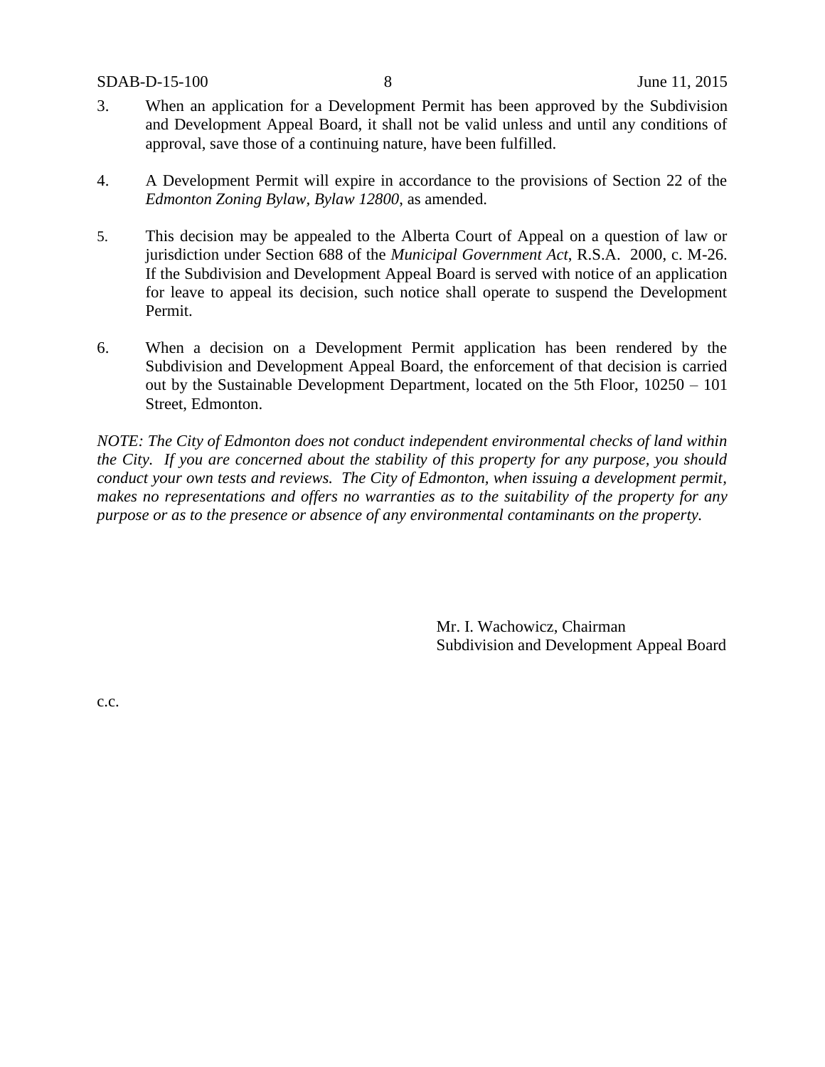3. When an application for a Development Permit has been approved by the Subdivision and Development Appeal Board, it shall not be valid unless and until any conditions of approval, save those of a continuing nature, have been fulfilled.

4. A Development Permit will expire in accordance to the provisions of Section 22 of the *Edmonton Zoning Bylaw, Bylaw 12800*, as amended.

5. This decision may be appealed to the Alberta Court of Appeal on a question of law or jurisdiction under Section 688 of the *Municipal Government Act*, R.S.A. 2000, c. M-26. If the Subdivision and Development Appeal Board is served with notice of an application for leave to appeal its decision, such notice shall operate to suspend the Development Permit.

6. When a decision on a Development Permit application has been rendered by the Subdivision and Development Appeal Board, the enforcement of that decision is carried out by the Sustainable Development Department, located on the 5th Floor, 10250 – 101 Street, Edmonton.

*NOTE: The City of Edmonton does not conduct independent environmental checks of land within the City. If you are concerned about the stability of this property for any purpose, you should conduct your own tests and reviews. The City of Edmonton, when issuing a development permit, makes no representations and offers no warranties as to the suitability of the property for any purpose or as to the presence or absence of any environmental contaminants on the property.*

Mr. I. Wachowicz, Chairman
Subdivision and Development Appeal Board

c.c.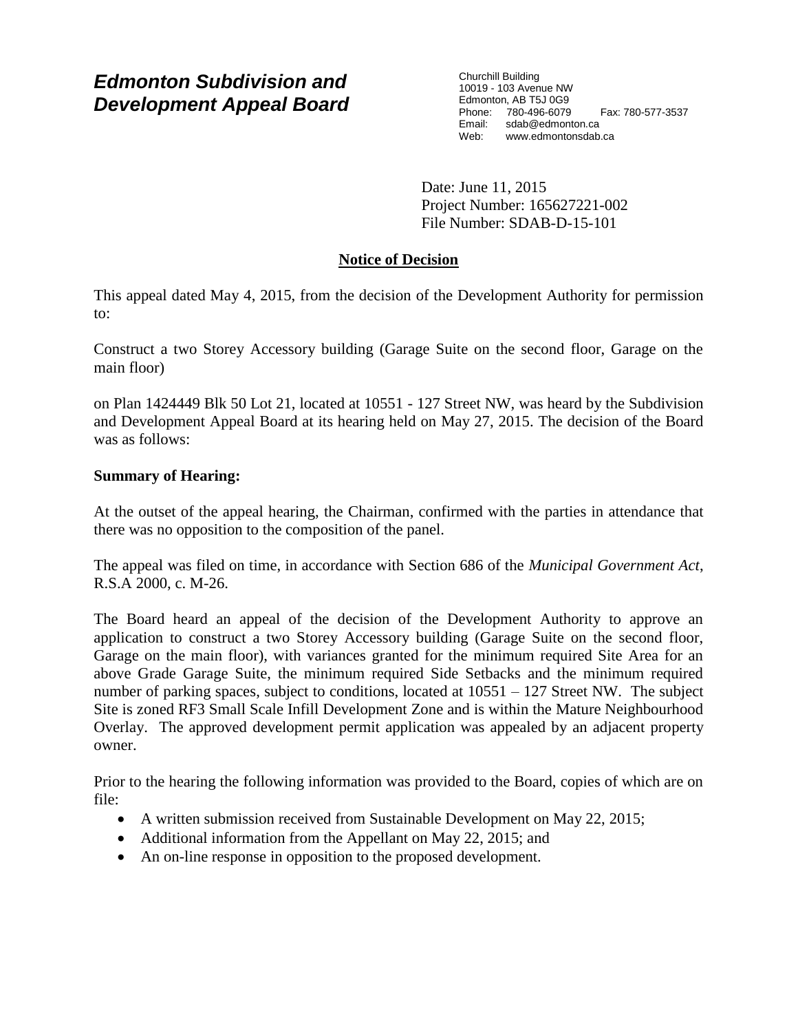# Edmonton Subdivision and Development Appeal Board

Churchill Building
10019 - 103 Avenue NW
Edmonton, AB T5J 0G9
Phone: 780-496-6079 Fax: 780-577-3537
Email: sdab@edmonton.ca
Web: www.edmontonsdab.ca

Date: June 11, 2015
Project Number: 165627221-002
File Number: SDAB-D-15-101

## Notice of Decision

This appeal dated May 4, 2015, from the decision of the Development Authority for permission to:

Construct a two Storey Accessory building (Garage Suite on the second floor, Garage on the main floor)

on Plan 1424449 Blk 50 Lot 21, located at 10551 - 127 Street NW, was heard by the Subdivision and Development Appeal Board at its hearing held on May 27, 2015. The decision of the Board was as follows:

**Summary of Hearing:**

At the outset of the appeal hearing, the Chairman, confirmed with the parties in attendance that there was no opposition to the composition of the panel.

The appeal was filed on time, in accordance with Section 686 of the *Municipal Government Act*, R.S.A 2000, c. M-26.

The Board heard an appeal of the decision of the Development Authority to approve an application to construct a two Storey Accessory building (Garage Suite on the second floor, Garage on the main floor), with variances granted for the minimum required Site Area for an above Grade Garage Suite, the minimum required Side Setbacks and the minimum required number of parking spaces, subject to conditions, located at 10551 – 127 Street NW. The subject Site is zoned RF3 Small Scale Infill Development Zone and is within the Mature Neighbourhood Overlay. The approved development permit application was appealed by an adjacent property owner.

Prior to the hearing the following information was provided to the Board, copies of which are on file:

- A written submission received from Sustainable Development on May 22, 2015;
- Additional information from the Appellant on May 22, 2015; and
- An on-line response in opposition to the proposed development.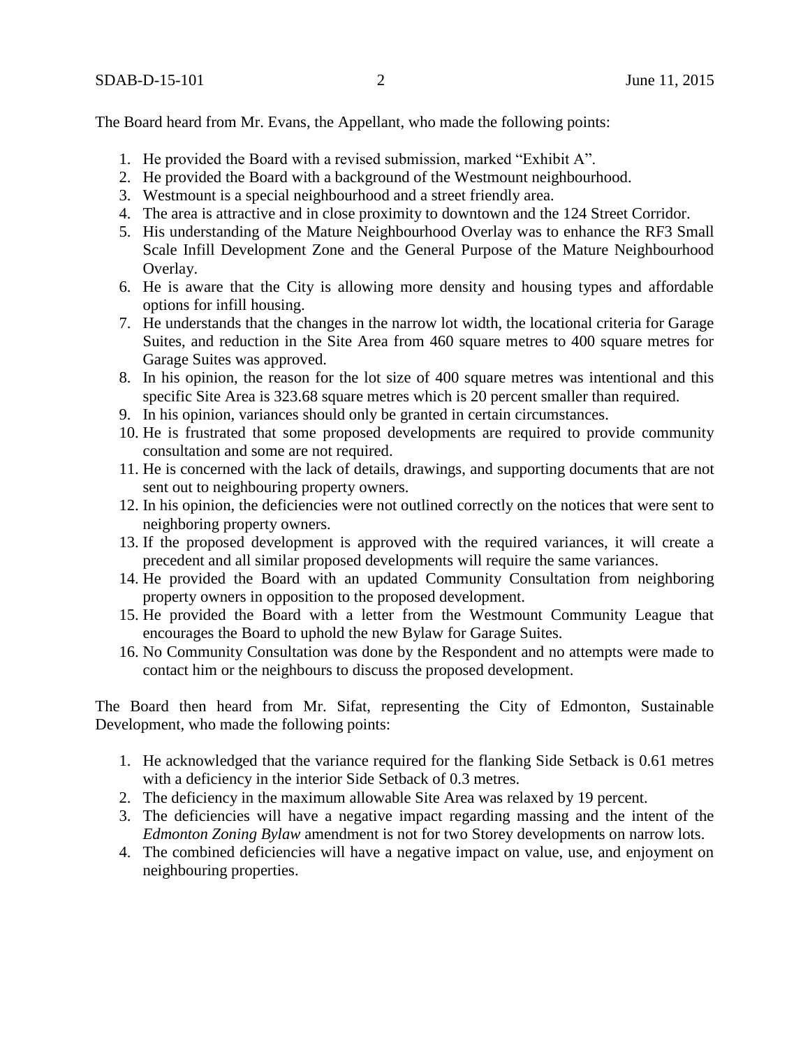The Board heard from Mr. Evans, the Appellant, who made the following points:

1. He provided the Board with a revised submission, marked "Exhibit A".
2. He provided the Board with a background of the Westmount neighbourhood.
3. Westmount is a special neighbourhood and a street friendly area.
4. The area is attractive and in close proximity to downtown and the 124 Street Corridor.
5. His understanding of the Mature Neighbourhood Overlay was to enhance the RF3 Small Scale Infill Development Zone and the General Purpose of the Mature Neighbourhood Overlay.
6. He is aware that the City is allowing more density and housing types and affordable options for infill housing.
7. He understands that the changes in the narrow lot width, the locational criteria for Garage Suites, and reduction in the Site Area from 460 square metres to 400 square metres for Garage Suites was approved.
8. In his opinion, the reason for the lot size of 400 square metres was intentional and this specific Site Area is 323.68 square metres which is 20 percent smaller than required.
9. In his opinion, variances should only be granted in certain circumstances.
10. He is frustrated that some proposed developments are required to provide community consultation and some are not required.
11. He is concerned with the lack of details, drawings, and supporting documents that are not sent out to neighbouring property owners.
12. In his opinion, the deficiencies were not outlined correctly on the notices that were sent to neighboring property owners.
13. If the proposed development is approved with the required variances, it will create a precedent and all similar proposed developments will require the same variances.
14. He provided the Board with an updated Community Consultation from neighboring property owners in opposition to the proposed development.
15. He provided the Board with a letter from the Westmount Community League that encourages the Board to uphold the new Bylaw for Garage Suites.
16. No Community Consultation was done by the Respondent and no attempts were made to contact him or the neighbours to discuss the proposed development.

The Board then heard from Mr. Sifat, representing the City of Edmonton, Sustainable Development, who made the following points:

1. He acknowledged that the variance required for the flanking Side Setback is 0.61 metres with a deficiency in the interior Side Setback of 0.3 metres.
2. The deficiency in the maximum allowable Site Area was relaxed by 19 percent.
3. The deficiencies will have a negative impact regarding massing and the intent of the *Edmonton Zoning Bylaw* amendment is not for two Storey developments on narrow lots.
4. The combined deficiencies will have a negative impact on value, use, and enjoyment on neighbouring properties.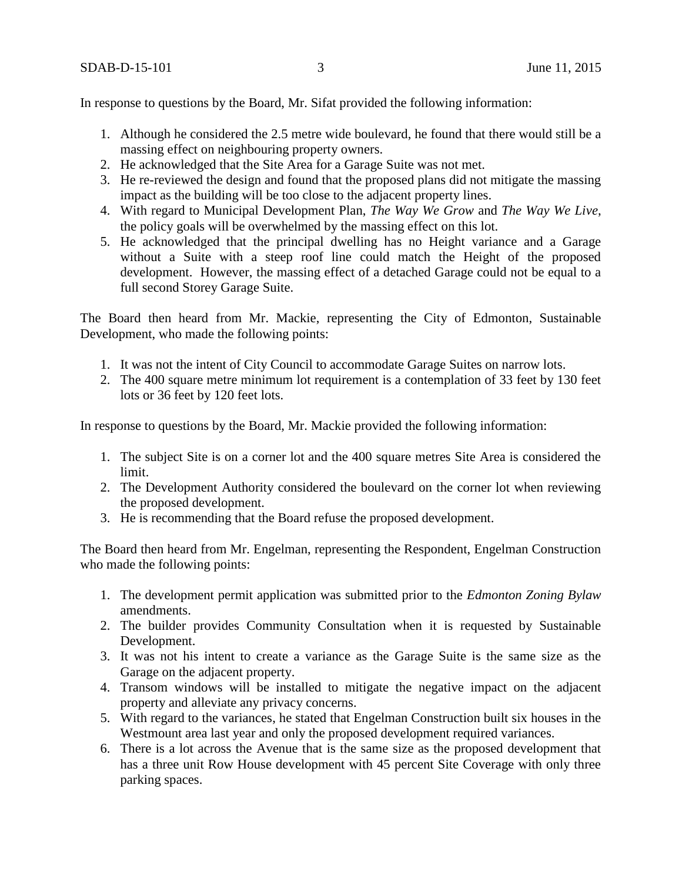In response to questions by the Board, Mr. Sifat provided the following information:

1. Although he considered the 2.5 metre wide boulevard, he found that there would still be a massing effect on neighbouring property owners.
2. He acknowledged that the Site Area for a Garage Suite was not met.
3. He re-reviewed the design and found that the proposed plans did not mitigate the massing impact as the building will be too close to the adjacent property lines.
4. With regard to Municipal Development Plan, *The Way We Grow* and *The Way We Live*, the policy goals will be overwhelmed by the massing effect on this lot.
5. He acknowledged that the principal dwelling has no Height variance and a Garage without a Suite with a steep roof line could match the Height of the proposed development. However, the massing effect of a detached Garage could not be equal to a full second Storey Garage Suite.

The Board then heard from Mr. Mackie, representing the City of Edmonton, Sustainable Development, who made the following points:

1. It was not the intent of City Council to accommodate Garage Suites on narrow lots.
2. The 400 square metre minimum lot requirement is a contemplation of 33 feet by 130 feet lots or 36 feet by 120 feet lots.

In response to questions by the Board, Mr. Mackie provided the following information:

1. The subject Site is on a corner lot and the 400 square metres Site Area is considered the limit.
2. The Development Authority considered the boulevard on the corner lot when reviewing the proposed development.
3. He is recommending that the Board refuse the proposed development.

The Board then heard from Mr. Engelman, representing the Respondent, Engelman Construction who made the following points:

1. The development permit application was submitted prior to the *Edmonton Zoning Bylaw* amendments.
2. The builder provides Community Consultation when it is requested by Sustainable Development.
3. It was not his intent to create a variance as the Garage Suite is the same size as the Garage on the adjacent property.
4. Transom windows will be installed to mitigate the negative impact on the adjacent property and alleviate any privacy concerns.
5. With regard to the variances, he stated that Engelman Construction built six houses in the Westmount area last year and only the proposed development required variances.
6. There is a lot across the Avenue that is the same size as the proposed development that has a three unit Row House development with 45 percent Site Coverage with only three parking spaces.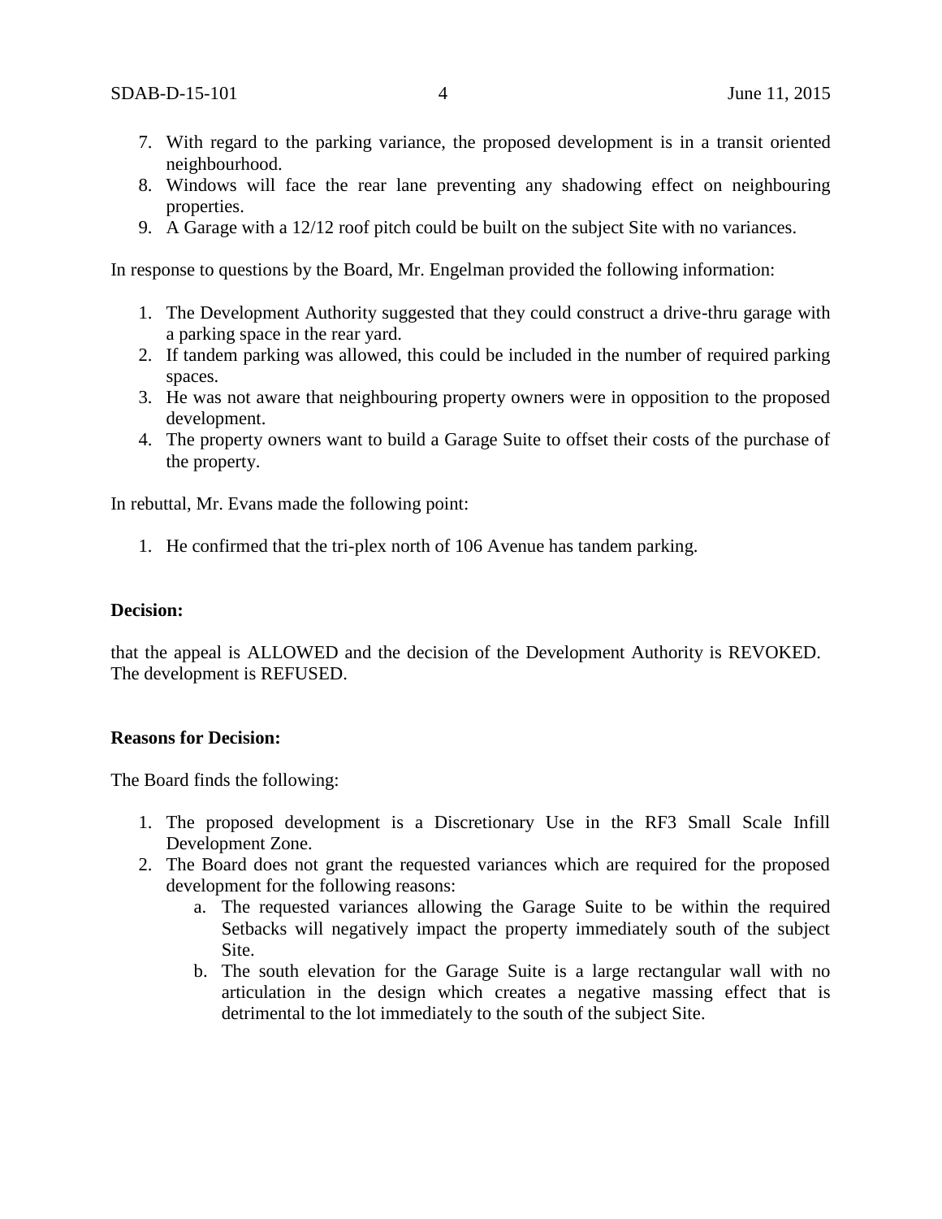7. With regard to the parking variance, the proposed development is in a transit oriented neighbourhood.
8. Windows will face the rear lane preventing any shadowing effect on neighbouring properties.
9. A Garage with a 12/12 roof pitch could be built on the subject Site with no variances.

In response to questions by the Board, Mr. Engelman provided the following information:

1. The Development Authority suggested that they could construct a drive-thru garage with a parking space in the rear yard.
2. If tandem parking was allowed, this could be included in the number of required parking spaces.
3. He was not aware that neighbouring property owners were in opposition to the proposed development.
4. The property owners want to build a Garage Suite to offset their costs of the purchase of the property.

In rebuttal, Mr. Evans made the following point:

1. He confirmed that the tri-plex north of 106 Avenue has tandem parking.

**Decision:**

that the appeal is ALLOWED and the decision of the Development Authority is REVOKED. The development is REFUSED.

**Reasons for Decision:**

The Board finds the following:

1. The proposed development is a Discretionary Use in the RF3 Small Scale Infill Development Zone.
2. The Board does not grant the requested variances which are required for the proposed development for the following reasons:
   a. The requested variances allowing the Garage Suite to be within the required Setbacks will negatively impact the property immediately south of the subject Site.
   b. The south elevation for the Garage Suite is a large rectangular wall with no articulation in the design which creates a negative massing effect that is detrimental to the lot immediately to the south of the subject Site.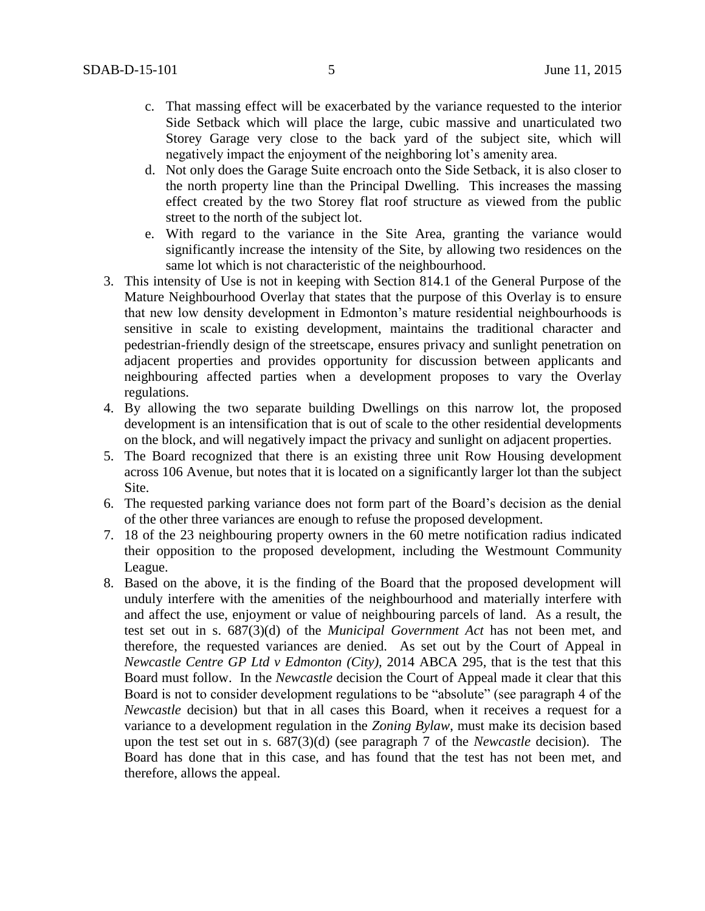c. That massing effect will be exacerbated by the variance requested to the interior Side Setback which will place the large, cubic massive and unarticulated two Storey Garage very close to the back yard of the subject site, which will negatively impact the enjoyment of the neighboring lot's amenity area.

d. Not only does the Garage Suite encroach onto the Side Setback, it is also closer to the north property line than the Principal Dwelling. This increases the massing effect created by the two Storey flat roof structure as viewed from the public street to the north of the subject lot.

e. With regard to the variance in the Site Area, granting the variance would significantly increase the intensity of the Site, by allowing two residences on the same lot which is not characteristic of the neighbourhood.

3. This intensity of Use is not in keeping with Section 814.1 of the General Purpose of the Mature Neighbourhood Overlay that states that the purpose of this Overlay is to ensure that new low density development in Edmonton's mature residential neighbourhoods is sensitive in scale to existing development, maintains the traditional character and pedestrian-friendly design of the streetscape, ensures privacy and sunlight penetration on adjacent properties and provides opportunity for discussion between applicants and neighbouring affected parties when a development proposes to vary the Overlay regulations.

4. By allowing the two separate building Dwellings on this narrow lot, the proposed development is an intensification that is out of scale to the other residential developments on the block, and will negatively impact the privacy and sunlight on adjacent properties.

5. The Board recognized that there is an existing three unit Row Housing development across 106 Avenue, but notes that it is located on a significantly larger lot than the subject Site.

6. The requested parking variance does not form part of the Board's decision as the denial of the other three variances are enough to refuse the proposed development.

7. 18 of the 23 neighbouring property owners in the 60 metre notification radius indicated their opposition to the proposed development, including the Westmount Community League.

8. Based on the above, it is the finding of the Board that the proposed development will unduly interfere with the amenities of the neighbourhood and materially interfere with and affect the use, enjoyment or value of neighbouring parcels of land. As a result, the test set out in s. 687(3)(d) of the *Municipal Government Act* has not been met, and therefore, the requested variances are denied. As set out by the Court of Appeal in *Newcastle Centre GP Ltd v Edmonton (City),* 2014 ABCA 295, that is the test that this Board must follow. In the *Newcastle* decision the Court of Appeal made it clear that this Board is not to consider development regulations to be "absolute" (see paragraph 4 of the *Newcastle* decision) but that in all cases this Board, when it receives a request for a variance to a development regulation in the *Zoning Bylaw,* must make its decision based upon the test set out in s. 687(3)(d) (see paragraph 7 of the *Newcastle* decision). The Board has done that in this case, and has found that the test has not been met, and therefore, allows the appeal.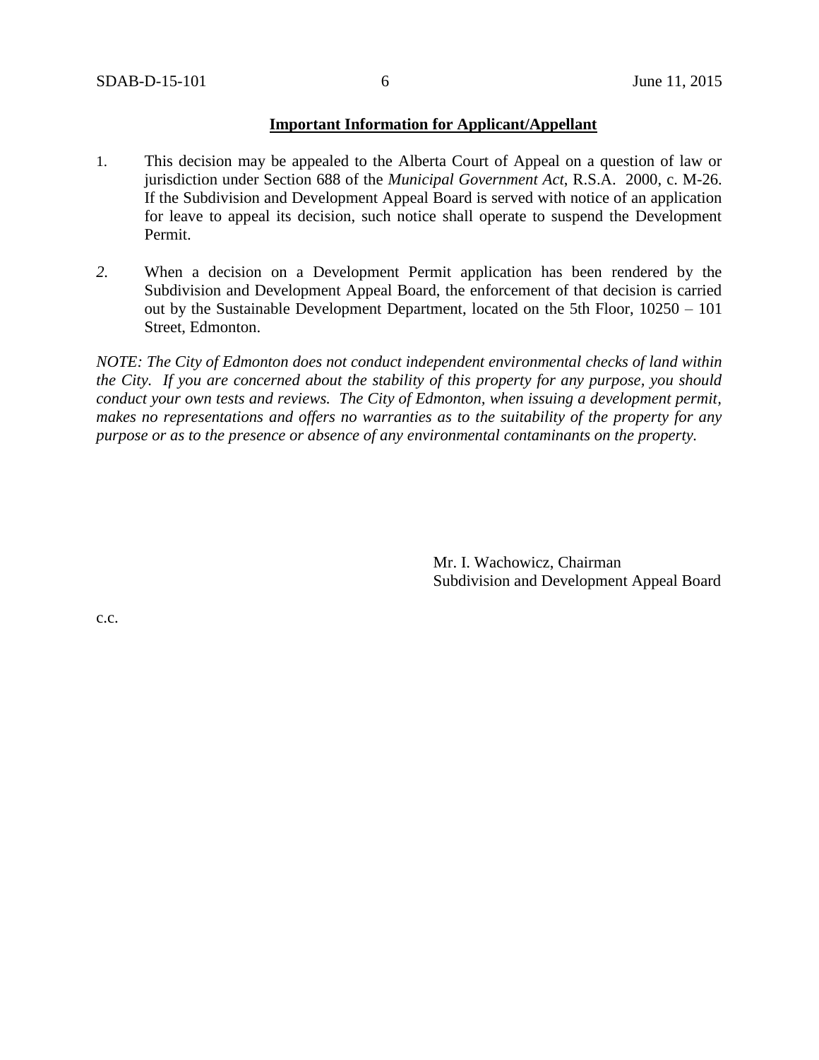**Important Information for Applicant/Appellant**

1. This decision may be appealed to the Alberta Court of Appeal on a question of law or jurisdiction under Section 688 of the *Municipal Government Act*, R.S.A. 2000, c. M-26. If the Subdivision and Development Appeal Board is served with notice of an application for leave to appeal its decision, such notice shall operate to suspend the Development Permit.

2. When a decision on a Development Permit application has been rendered by the Subdivision and Development Appeal Board, the enforcement of that decision is carried out by the Sustainable Development Department, located on the 5th Floor, 10250 – 101 Street, Edmonton.

*NOTE: The City of Edmonton does not conduct independent environmental checks of land within the City. If you are concerned about the stability of this property for any purpose, you should conduct your own tests and reviews. The City of Edmonton, when issuing a development permit, makes no representations and offers no warranties as to the suitability of the property for any purpose or as to the presence or absence of any environmental contaminants on the property.*

Mr. I. Wachowicz, Chairman
Subdivision and Development Appeal Board

c.c.